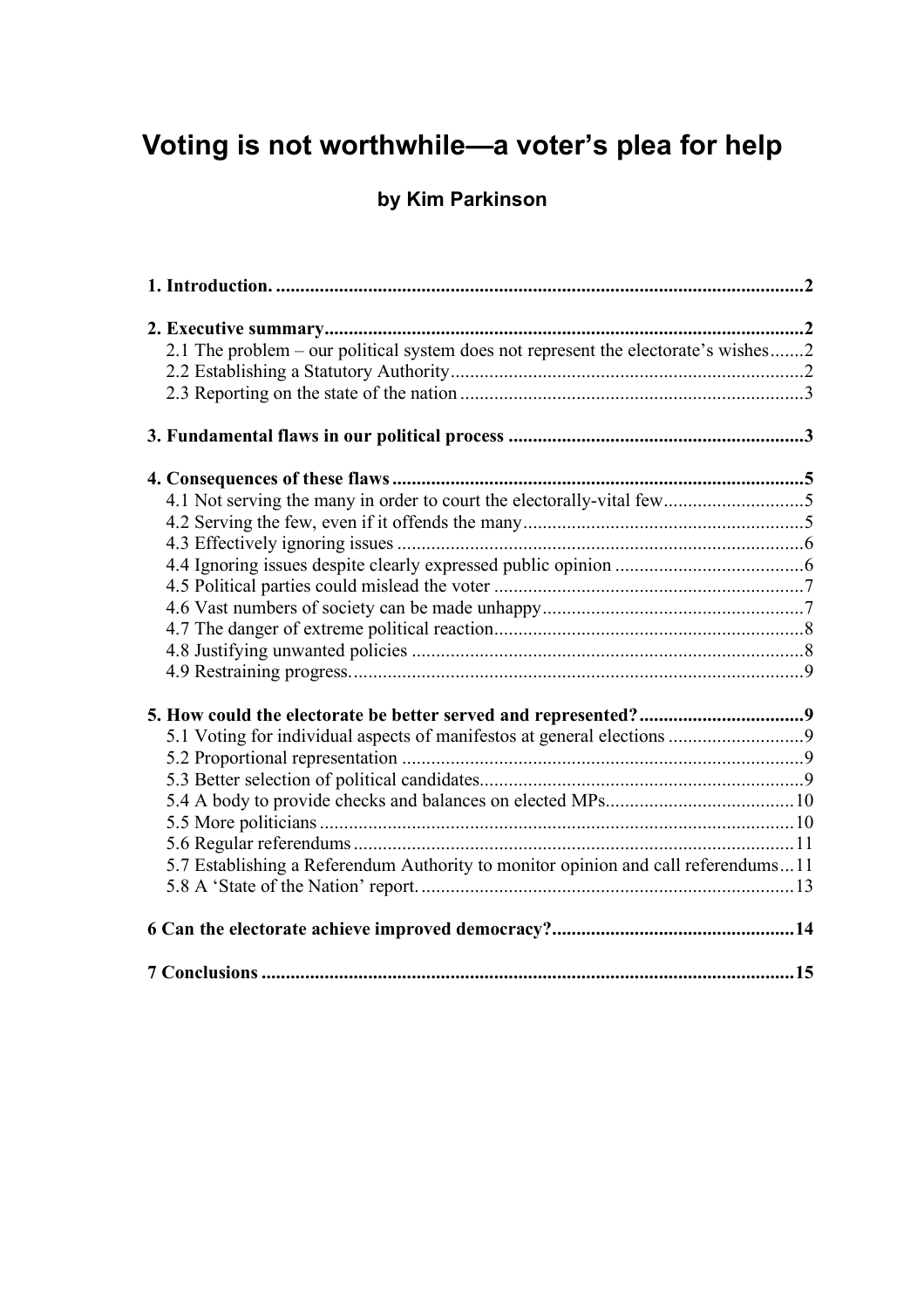# Voting is not worthwhile—a voter's plea for help

**by Kim Parkinson**

**1. Introduction.** ....................................................................................................2

**2. Executive summary** ..........................................................................................2
- 2.1 The problem – our political system does not represent the electorate's wishes.......2
- 2.2 Establishing a Statutory Authority.........................................................................2
- 2.3 Reporting on the state of the nation ......................................................................3

**3. Fundamental flaws in our political process** .....................................................3

**4. Consequences of these flaws** ............................................................................5
- 4.1 Not serving the many in order to court the electorally-vital few.............................5
- 4.2 Serving the few, even if it offends the many..........................................................5
- 4.3 Effectively ignoring issues ....................................................................................6
- 4.4 Ignoring issues despite clearly expressed public opinion .......................................6
- 4.5 Political parties could mislead the voter ................................................................7
- 4.6 Vast numbers of society can be made unhappy......................................................7
- 4.7 The danger of extreme political reaction................................................................8
- 4.8 Justifying unwanted policies .................................................................................8
- 4.9 Restraining progress..............................................................................................9

**5. How could the electorate be better served and represented?** ..........................9
- 5.1 Voting for individual aspects of manifestos at general elections ............................9
- 5.2 Proportional representation ...................................................................................9
- 5.3 Better selection of political candidates...................................................................9
- 5.4 A body to provide checks and balances on elected MPs.......................................10
- 5.5 More politicians ..................................................................................................10
- 5.6 Regular referendums ...........................................................................................11
- 5.7 Establishing a Referendum Authority to monitor opinion and call referendums...11
- 5.8 A 'State of the Nation' report. .............................................................................13

**6 Can the electorate achieve improved democracy?** ...........................................14

**7 Conclusions** .......................................................................................................15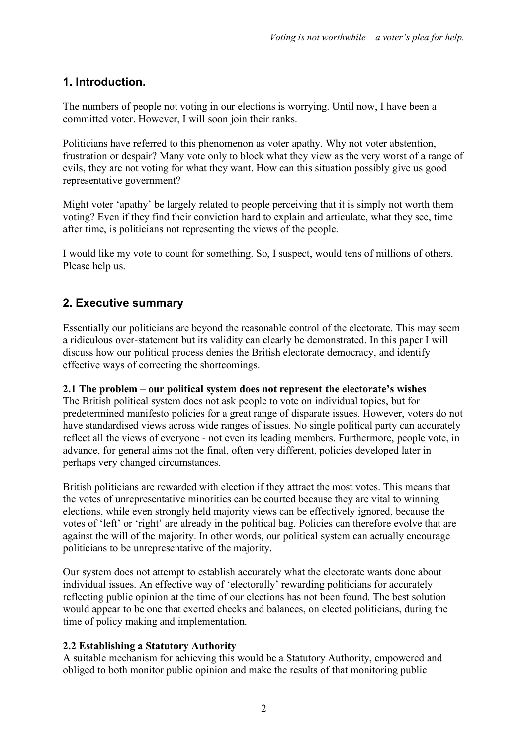## 1. Introduction.

The numbers of people not voting in our elections is worrying. Until now, I have been a committed voter. However, I will soon join their ranks.

Politicians have referred to this phenomenon as voter apathy. Why not voter abstention, frustration or despair? Many vote only to block what they view as the very worst of a range of evils, they are not voting for what they want. How can this situation possibly give us good representative government?

Might voter 'apathy' be largely related to people perceiving that it is simply not worth them voting? Even if they find their conviction hard to explain and articulate, what they see, time after time, is politicians not representing the views of the people.

I would like my vote to count for something. So, I suspect, would tens of millions of others. Please help us.

## 2. Executive summary

Essentially our politicians are beyond the reasonable control of the electorate. This may seem a ridiculous over-statement but its validity can clearly be demonstrated. In this paper I will discuss how our political process denies the British electorate democracy, and identify effective ways of correcting the shortcomings.

### 2.1 The problem – our political system does not represent the electorate's wishes

The British political system does not ask people to vote on individual topics, but for predetermined manifesto policies for a great range of disparate issues. However, voters do not have standardised views across wide ranges of issues. No single political party can accurately reflect all the views of everyone - not even its leading members. Furthermore, people vote, in advance, for general aims not the final, often very different, policies developed later in perhaps very changed circumstances.

British politicians are rewarded with election if they attract the most votes. This means that the votes of unrepresentative minorities can be courted because they are vital to winning elections, while even strongly held majority views can be effectively ignored, because the votes of 'left' or 'right' are already in the political bag. Policies can therefore evolve that are against the will of the majority. In other words, our political system can actually encourage politicians to be unrepresentative of the majority.

Our system does not attempt to establish accurately what the electorate wants done about individual issues. An effective way of 'electorally' rewarding politicians for accurately reflecting public opinion at the time of our elections has not been found. The best solution would appear to be one that exerted checks and balances, on elected politicians, during the time of policy making and implementation.

### 2.2 Establishing a Statutory Authority

A suitable mechanism for achieving this would be a Statutory Authority, empowered and obliged to both monitor public opinion and make the results of that monitoring public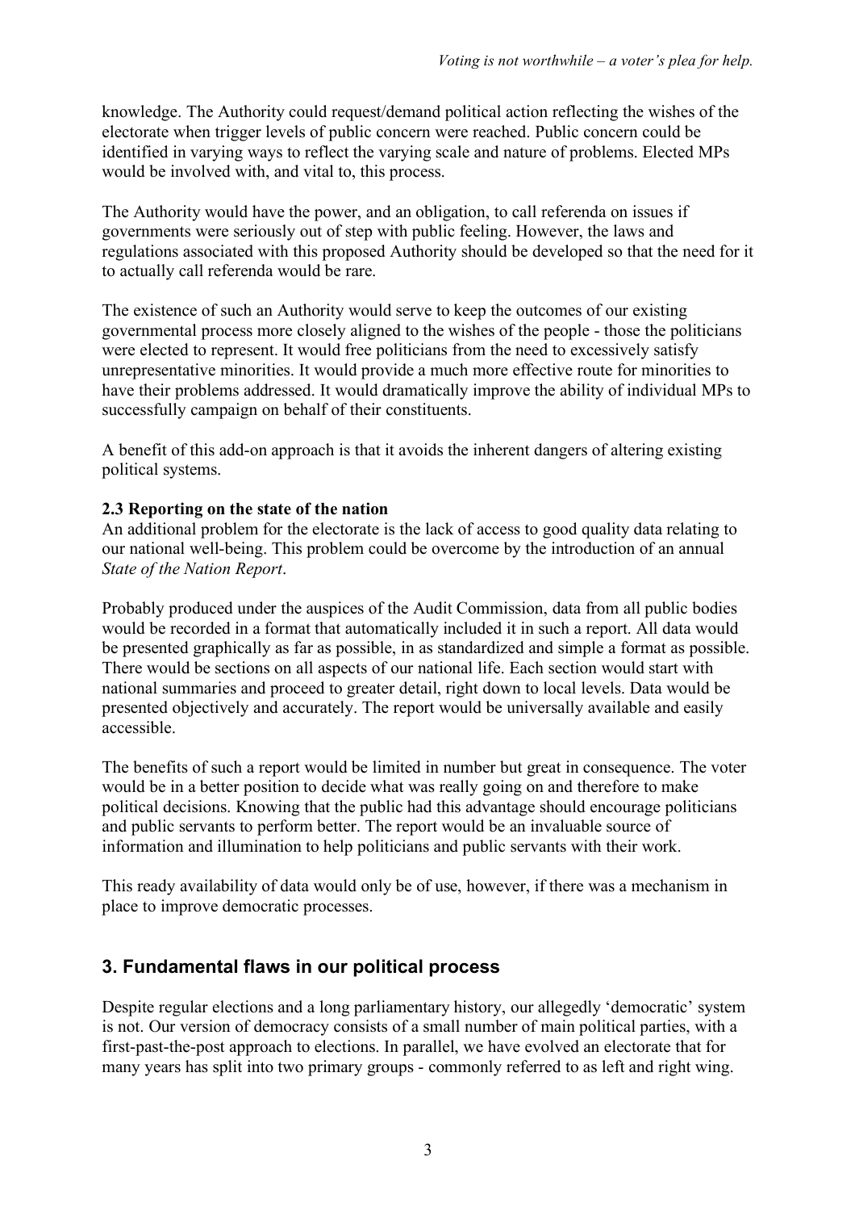knowledge. The Authority could request/demand political action reflecting the wishes of the electorate when trigger levels of public concern were reached. Public concern could be identified in varying ways to reflect the varying scale and nature of problems. Elected MPs would be involved with, and vital to, this process.

The Authority would have the power, and an obligation, to call referenda on issues if governments were seriously out of step with public feeling. However, the laws and regulations associated with this proposed Authority should be developed so that the need for it to actually call referenda would be rare.

The existence of such an Authority would serve to keep the outcomes of our existing governmental process more closely aligned to the wishes of the people - those the politicians were elected to represent. It would free politicians from the need to excessively satisfy unrepresentative minorities. It would provide a much more effective route for minorities to have their problems addressed. It would dramatically improve the ability of individual MPs to successfully campaign on behalf of their constituents.

A benefit of this add-on approach is that it avoids the inherent dangers of altering existing political systems.

### 2.3 Reporting on the state of the nation

An additional problem for the electorate is the lack of access to good quality data relating to our national well-being. This problem could be overcome by the introduction of an annual *State of the Nation Report*.

Probably produced under the auspices of the Audit Commission, data from all public bodies would be recorded in a format that automatically included it in such a report. All data would be presented graphically as far as possible, in as standardized and simple a format as possible. There would be sections on all aspects of our national life. Each section would start with national summaries and proceed to greater detail, right down to local levels. Data would be presented objectively and accurately. The report would be universally available and easily accessible.

The benefits of such a report would be limited in number but great in consequence. The voter would be in a better position to decide what was really going on and therefore to make political decisions. Knowing that the public had this advantage should encourage politicians and public servants to perform better. The report would be an invaluable source of information and illumination to help politicians and public servants with their work.

This ready availability of data would only be of use, however, if there was a mechanism in place to improve democratic processes.

## 3. Fundamental flaws in our political process

Despite regular elections and a long parliamentary history, our allegedly 'democratic' system is not. Our version of democracy consists of a small number of main political parties, with a first-past-the-post approach to elections. In parallel, we have evolved an electorate that for many years has split into two primary groups - commonly referred to as left and right wing.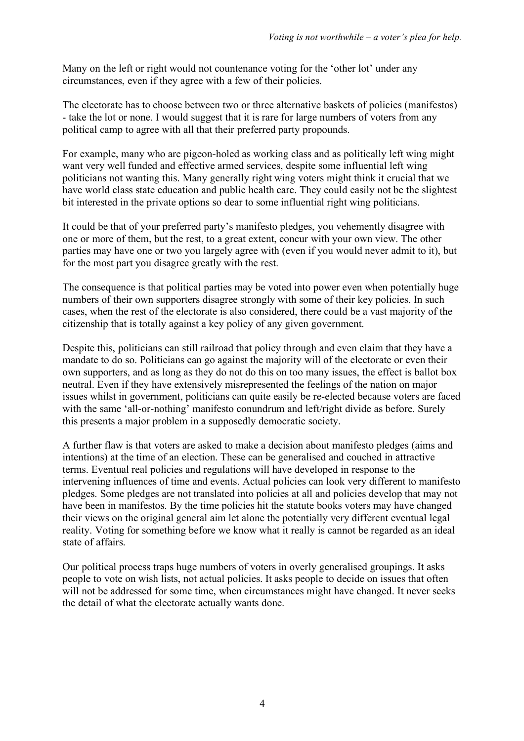Many on the left or right would not countenance voting for the 'other lot' under any circumstances, even if they agree with a few of their policies.

The electorate has to choose between two or three alternative baskets of policies (manifestos) - take the lot or none. I would suggest that it is rare for large numbers of voters from any political camp to agree with all that their preferred party propounds.

For example, many who are pigeon-holed as working class and as politically left wing might want very well funded and effective armed services, despite some influential left wing politicians not wanting this. Many generally right wing voters might think it crucial that we have world class state education and public health care. They could easily not be the slightest bit interested in the private options so dear to some influential right wing politicians.

It could be that of your preferred party's manifesto pledges, you vehemently disagree with one or more of them, but the rest, to a great extent, concur with your own view. The other parties may have one or two you largely agree with (even if you would never admit to it), but for the most part you disagree greatly with the rest.

The consequence is that political parties may be voted into power even when potentially huge numbers of their own supporters disagree strongly with some of their key policies. In such cases, when the rest of the electorate is also considered, there could be a vast majority of the citizenship that is totally against a key policy of any given government.

Despite this, politicians can still railroad that policy through and even claim that they have a mandate to do so. Politicians can go against the majority will of the electorate or even their own supporters, and as long as they do not do this on too many issues, the effect is ballot box neutral. Even if they have extensively misrepresented the feelings of the nation on major issues whilst in government, politicians can quite easily be re-elected because voters are faced with the same 'all-or-nothing' manifesto conundrum and left/right divide as before. Surely this presents a major problem in a supposedly democratic society.

A further flaw is that voters are asked to make a decision about manifesto pledges (aims and intentions) at the time of an election. These can be generalised and couched in attractive terms. Eventual real policies and regulations will have developed in response to the intervening influences of time and events. Actual policies can look very different to manifesto pledges. Some pledges are not translated into policies at all and policies develop that may not have been in manifestos. By the time policies hit the statute books voters may have changed their views on the original general aim let alone the potentially very different eventual legal reality. Voting for something before we know what it really is cannot be regarded as an ideal state of affairs.

Our political process traps huge numbers of voters in overly generalised groupings. It asks people to vote on wish lists, not actual policies. It asks people to decide on issues that often will not be addressed for some time, when circumstances might have changed. It never seeks the detail of what the electorate actually wants done.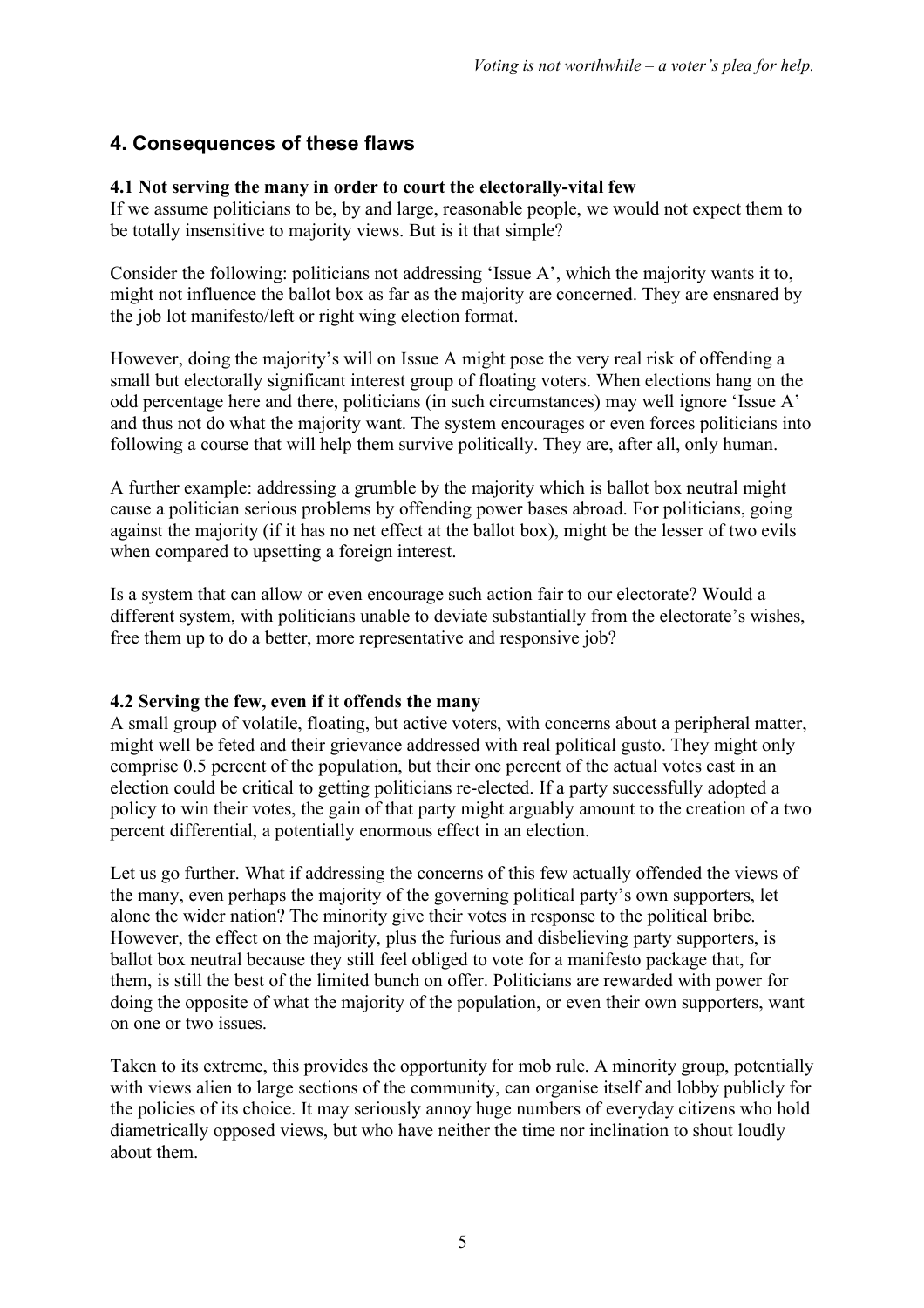## 4. Consequences of these flaws

### 4.1 Not serving the many in order to court the electorally-vital few

If we assume politicians to be, by and large, reasonable people, we would not expect them to be totally insensitive to majority views. But is it that simple?

Consider the following: politicians not addressing 'Issue A', which the majority wants it to, might not influence the ballot box as far as the majority are concerned. They are ensnared by the job lot manifesto/left or right wing election format.

However, doing the majority's will on Issue A might pose the very real risk of offending a small but electorally significant interest group of floating voters. When elections hang on the odd percentage here and there, politicians (in such circumstances) may well ignore 'Issue A' and thus not do what the majority want. The system encourages or even forces politicians into following a course that will help them survive politically. They are, after all, only human.

A further example: addressing a grumble by the majority which is ballot box neutral might cause a politician serious problems by offending power bases abroad. For politicians, going against the majority (if it has no net effect at the ballot box), might be the lesser of two evils when compared to upsetting a foreign interest.

Is a system that can allow or even encourage such action fair to our electorate? Would a different system, with politicians unable to deviate substantially from the electorate's wishes, free them up to do a better, more representative and responsive job?

### 4.2 Serving the few, even if it offends the many

A small group of volatile, floating, but active voters, with concerns about a peripheral matter, might well be feted and their grievance addressed with real political gusto. They might only comprise 0.5 percent of the population, but their one percent of the actual votes cast in an election could be critical to getting politicians re-elected. If a party successfully adopted a policy to win their votes, the gain of that party might arguably amount to the creation of a two percent differential, a potentially enormous effect in an election.

Let us go further. What if addressing the concerns of this few actually offended the views of the many, even perhaps the majority of the governing political party's own supporters, let alone the wider nation? The minority give their votes in response to the political bribe. However, the effect on the majority, plus the furious and disbelieving party supporters, is ballot box neutral because they still feel obliged to vote for a manifesto package that, for them, is still the best of the limited bunch on offer. Politicians are rewarded with power for doing the opposite of what the majority of the population, or even their own supporters, want on one or two issues.

Taken to its extreme, this provides the opportunity for mob rule. A minority group, potentially with views alien to large sections of the community, can organise itself and lobby publicly for the policies of its choice. It may seriously annoy huge numbers of everyday citizens who hold diametrically opposed views, but who have neither the time nor inclination to shout loudly about them.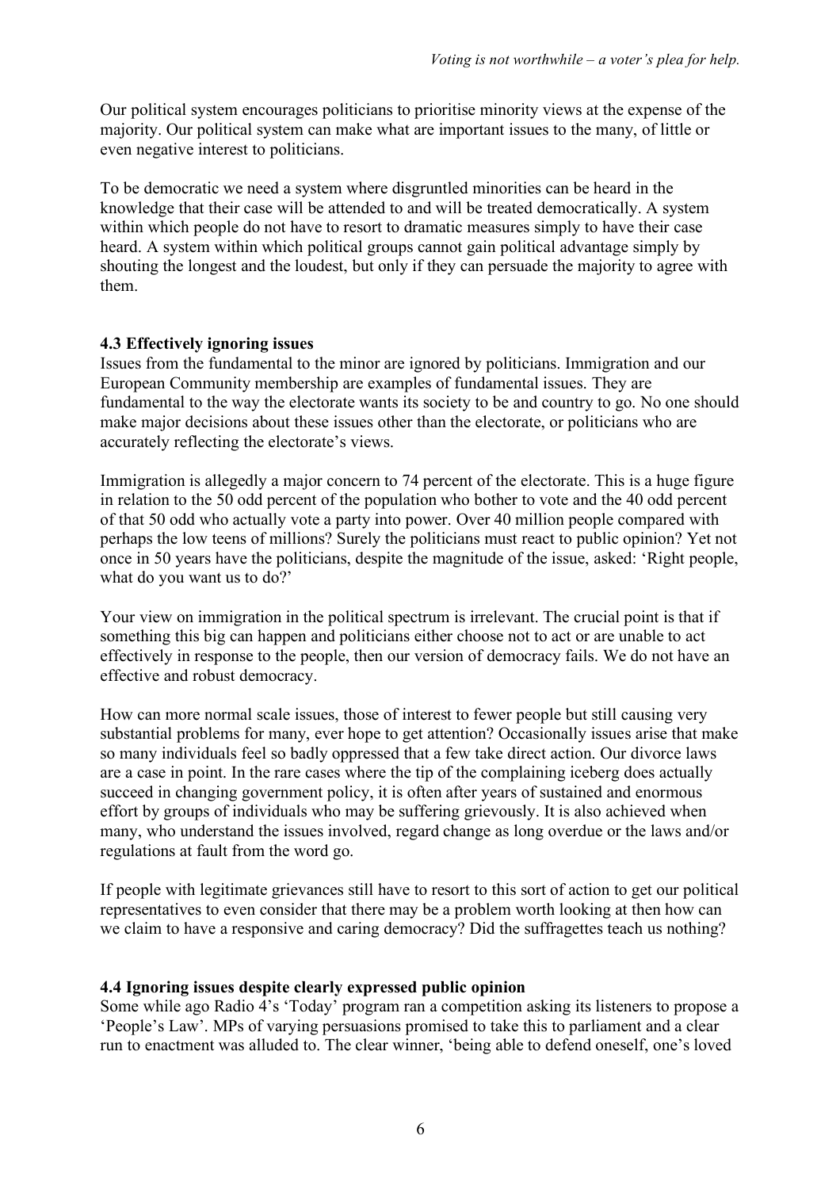Our political system encourages politicians to prioritise minority views at the expense of the majority. Our political system can make what are important issues to the many, of little or even negative interest to politicians.

To be democratic we need a system where disgruntled minorities can be heard in the knowledge that their case will be attended to and will be treated democratically. A system within which people do not have to resort to dramatic measures simply to have their case heard. A system within which political groups cannot gain political advantage simply by shouting the longest and the loudest, but only if they can persuade the majority to agree with them.

### 4.3 Effectively ignoring issues

Issues from the fundamental to the minor are ignored by politicians. Immigration and our European Community membership are examples of fundamental issues. They are fundamental to the way the electorate wants its society to be and country to go. No one should make major decisions about these issues other than the electorate, or politicians who are accurately reflecting the electorate's views.

Immigration is allegedly a major concern to 74 percent of the electorate. This is a huge figure in relation to the 50 odd percent of the population who bother to vote and the 40 odd percent of that 50 odd who actually vote a party into power. Over 40 million people compared with perhaps the low teens of millions? Surely the politicians must react to public opinion? Yet not once in 50 years have the politicians, despite the magnitude of the issue, asked: 'Right people, what do you want us to do?'

Your view on immigration in the political spectrum is irrelevant. The crucial point is that if something this big can happen and politicians either choose not to act or are unable to act effectively in response to the people, then our version of democracy fails. We do not have an effective and robust democracy.

How can more normal scale issues, those of interest to fewer people but still causing very substantial problems for many, ever hope to get attention? Occasionally issues arise that make so many individuals feel so badly oppressed that a few take direct action. Our divorce laws are a case in point. In the rare cases where the tip of the complaining iceberg does actually succeed in changing government policy, it is often after years of sustained and enormous effort by groups of individuals who may be suffering grievously. It is also achieved when many, who understand the issues involved, regard change as long overdue or the laws and/or regulations at fault from the word go.

If people with legitimate grievances still have to resort to this sort of action to get our political representatives to even consider that there may be a problem worth looking at then how can we claim to have a responsive and caring democracy? Did the suffragettes teach us nothing?

### 4.4 Ignoring issues despite clearly expressed public opinion

Some while ago Radio 4's 'Today' program ran a competition asking its listeners to propose a 'People's Law'. MPs of varying persuasions promised to take this to parliament and a clear run to enactment was alluded to. The clear winner, 'being able to defend oneself, one's loved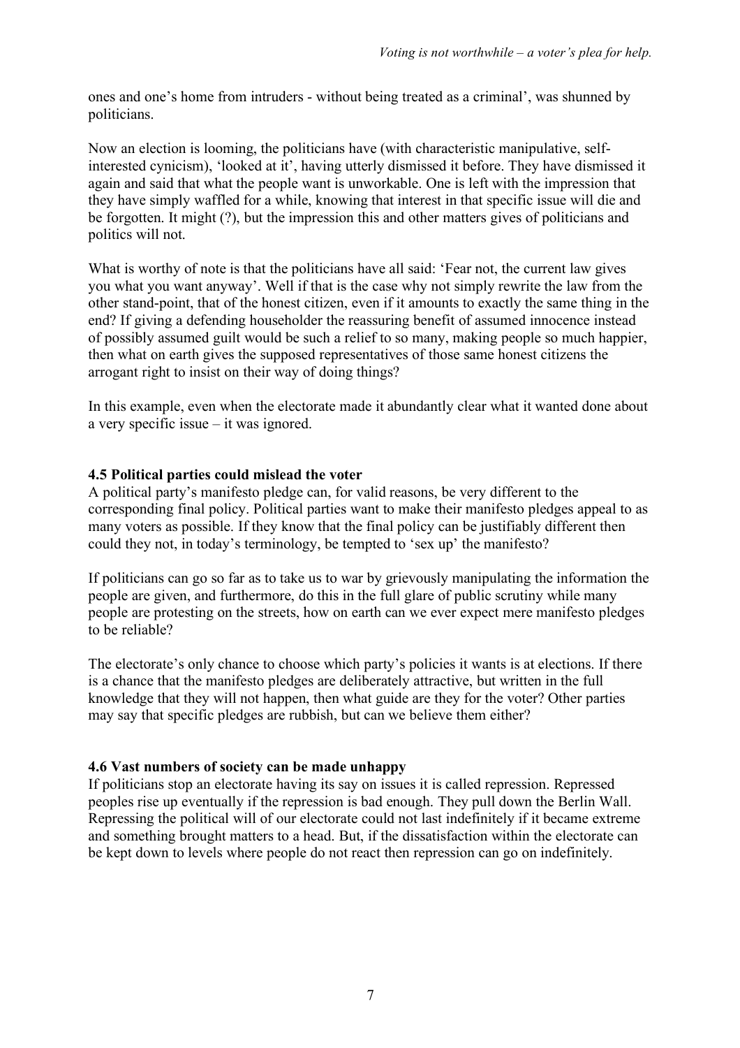ones and one's home from intruders - without being treated as a criminal', was shunned by politicians.

Now an election is looming, the politicians have (with characteristic manipulative, self-interested cynicism), 'looked at it', having utterly dismissed it before. They have dismissed it again and said that what the people want is unworkable. One is left with the impression that they have simply waffled for a while, knowing that interest in that specific issue will die and be forgotten. It might (?), but the impression this and other matters gives of politicians and politics will not.

What is worthy of note is that the politicians have all said: 'Fear not, the current law gives you what you want anyway'. Well if that is the case why not simply rewrite the law from the other stand-point, that of the honest citizen, even if it amounts to exactly the same thing in the end? If giving a defending householder the reassuring benefit of assumed innocence instead of possibly assumed guilt would be such a relief to so many, making people so much happier, then what on earth gives the supposed representatives of those same honest citizens the arrogant right to insist on their way of doing things?

In this example, even when the electorate made it abundantly clear what it wanted done about a very specific issue – it was ignored.

### 4.5 Political parties could mislead the voter

A political party's manifesto pledge can, for valid reasons, be very different to the corresponding final policy. Political parties want to make their manifesto pledges appeal to as many voters as possible. If they know that the final policy can be justifiably different then could they not, in today's terminology, be tempted to 'sex up' the manifesto?

If politicians can go so far as to take us to war by grievously manipulating the information the people are given, and furthermore, do this in the full glare of public scrutiny while many people are protesting on the streets, how on earth can we ever expect mere manifesto pledges to be reliable?

The electorate's only chance to choose which party's policies it wants is at elections. If there is a chance that the manifesto pledges are deliberately attractive, but written in the full knowledge that they will not happen, then what guide are they for the voter? Other parties may say that specific pledges are rubbish, but can we believe them either?

### 4.6 Vast numbers of society can be made unhappy

If politicians stop an electorate having its say on issues it is called repression. Repressed peoples rise up eventually if the repression is bad enough. They pull down the Berlin Wall. Repressing the political will of our electorate could not last indefinitely if it became extreme and something brought matters to a head. But, if the dissatisfaction within the electorate can be kept down to levels where people do not react then repression can go on indefinitely.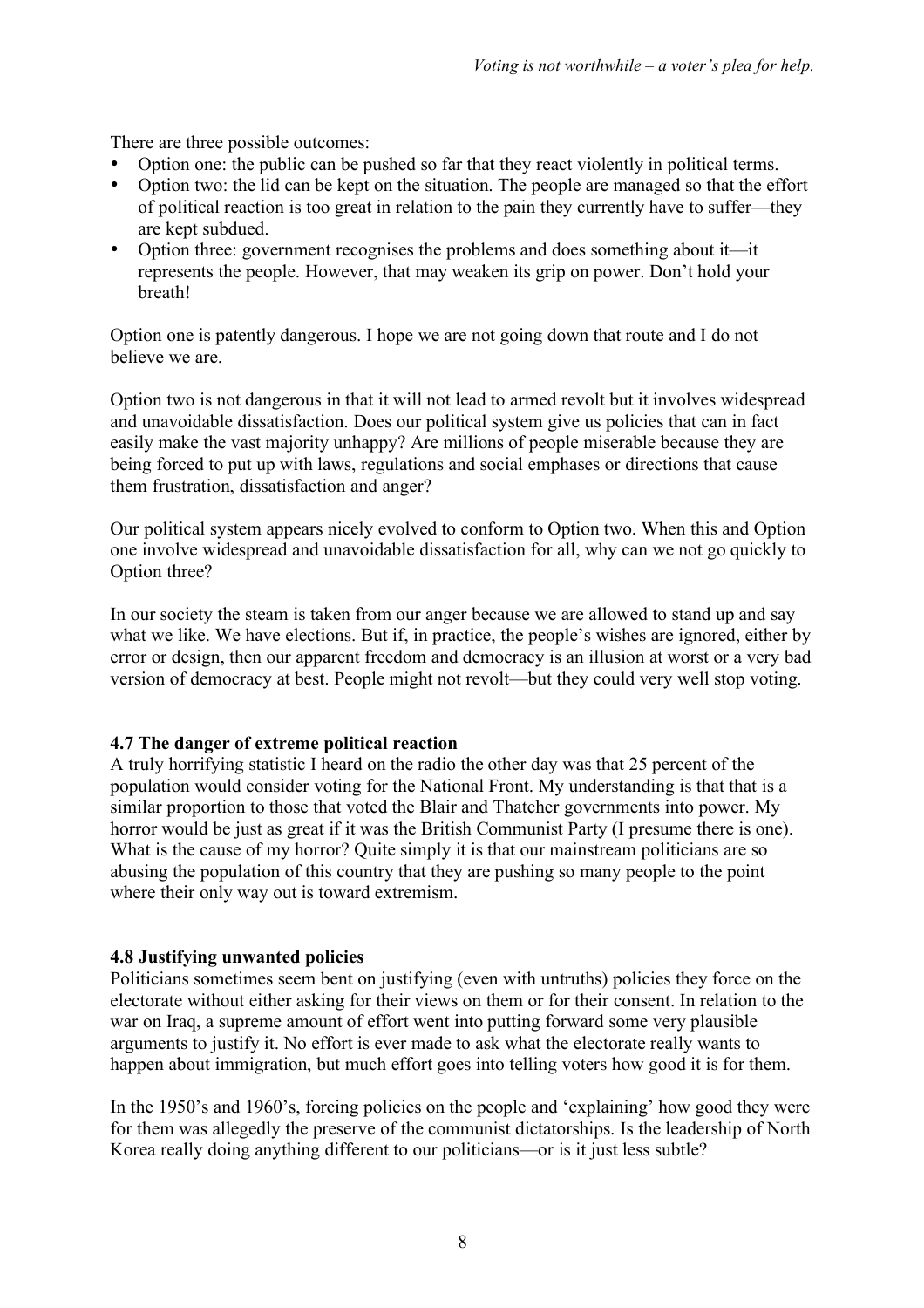There are three possible outcomes:

- Option one: the public can be pushed so far that they react violently in political terms.
- Option two: the lid can be kept on the situation. The people are managed so that the effort of political reaction is too great in relation to the pain they currently have to suffer—they are kept subdued.
- Option three: government recognises the problems and does something about it—it represents the people. However, that may weaken its grip on power. Don't hold your breath!

Option one is patently dangerous. I hope we are not going down that route and I do not believe we are.

Option two is not dangerous in that it will not lead to armed revolt but it involves widespread and unavoidable dissatisfaction. Does our political system give us policies that can in fact easily make the vast majority unhappy? Are millions of people miserable because they are being forced to put up with laws, regulations and social emphases or directions that cause them frustration, dissatisfaction and anger?

Our political system appears nicely evolved to conform to Option two. When this and Option one involve widespread and unavoidable dissatisfaction for all, why can we not go quickly to Option three?

In our society the steam is taken from our anger because we are allowed to stand up and say what we like. We have elections. But if, in practice, the people's wishes are ignored, either by error or design, then our apparent freedom and democracy is an illusion at worst or a very bad version of democracy at best. People might not revolt—but they could very well stop voting.

### 4.7 The danger of extreme political reaction

A truly horrifying statistic I heard on the radio the other day was that 25 percent of the population would consider voting for the National Front. My understanding is that that is a similar proportion to those that voted the Blair and Thatcher governments into power. My horror would be just as great if it was the British Communist Party (I presume there is one). What is the cause of my horror? Quite simply it is that our mainstream politicians are so abusing the population of this country that they are pushing so many people to the point where their only way out is toward extremism.

### 4.8 Justifying unwanted policies

Politicians sometimes seem bent on justifying (even with untruths) policies they force on the electorate without either asking for their views on them or for their consent. In relation to the war on Iraq, a supreme amount of effort went into putting forward some very plausible arguments to justify it. No effort is ever made to ask what the electorate really wants to happen about immigration, but much effort goes into telling voters how good it is for them.

In the 1950's and 1960's, forcing policies on the people and 'explaining' how good they were for them was allegedly the preserve of the communist dictatorships. Is the leadership of North Korea really doing anything different to our politicians—or is it just less subtle?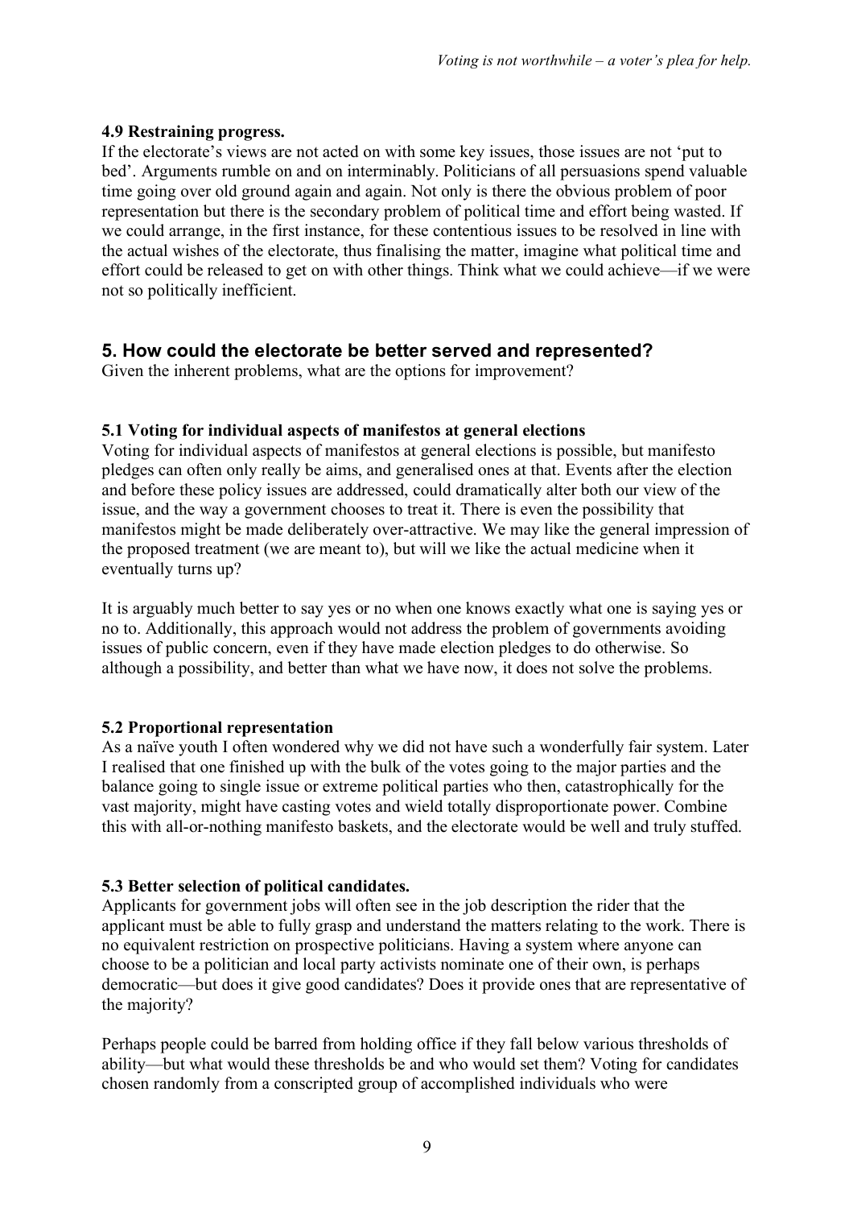**4.9 Restraining progress.**

If the electorate's views are not acted on with some key issues, those issues are not 'put to bed'. Arguments rumble on and on interminably. Politicians of all persuasions spend valuable time going over old ground again and again. Not only is there the obvious problem of poor representation but there is the secondary problem of political time and effort being wasted. If we could arrange, in the first instance, for these contentious issues to be resolved in line with the actual wishes of the electorate, thus finalising the matter, imagine what political time and effort could be released to get on with other things. Think what we could achieve—if we were not so politically inefficient.

## 5. How could the electorate be better served and represented?

Given the inherent problems, what are the options for improvement?

**5.1 Voting for individual aspects of manifestos at general elections**

Voting for individual aspects of manifestos at general elections is possible, but manifesto pledges can often only really be aims, and generalised ones at that. Events after the election and before these policy issues are addressed, could dramatically alter both our view of the issue, and the way a government chooses to treat it. There is even the possibility that manifestos might be made deliberately over-attractive. We may like the general impression of the proposed treatment (we are meant to), but will we like the actual medicine when it eventually turns up?

It is arguably much better to say yes or no when one knows exactly what one is saying yes or no to. Additionally, this approach would not address the problem of governments avoiding issues of public concern, even if they have made election pledges to do otherwise. So although a possibility, and better than what we have now, it does not solve the problems.

**5.2 Proportional representation**

As a naïve youth I often wondered why we did not have such a wonderfully fair system. Later I realised that one finished up with the bulk of the votes going to the major parties and the balance going to single issue or extreme political parties who then, catastrophically for the vast majority, might have casting votes and wield totally disproportionate power. Combine this with all-or-nothing manifesto baskets, and the electorate would be well and truly stuffed.

**5.3 Better selection of political candidates.**

Applicants for government jobs will often see in the job description the rider that the applicant must be able to fully grasp and understand the matters relating to the work. There is no equivalent restriction on prospective politicians. Having a system where anyone can choose to be a politician and local party activists nominate one of their own, is perhaps democratic—but does it give good candidates? Does it provide ones that are representative of the majority?

Perhaps people could be barred from holding office if they fall below various thresholds of ability—but what would these thresholds be and who would set them? Voting for candidates chosen randomly from a conscripted group of accomplished individuals who were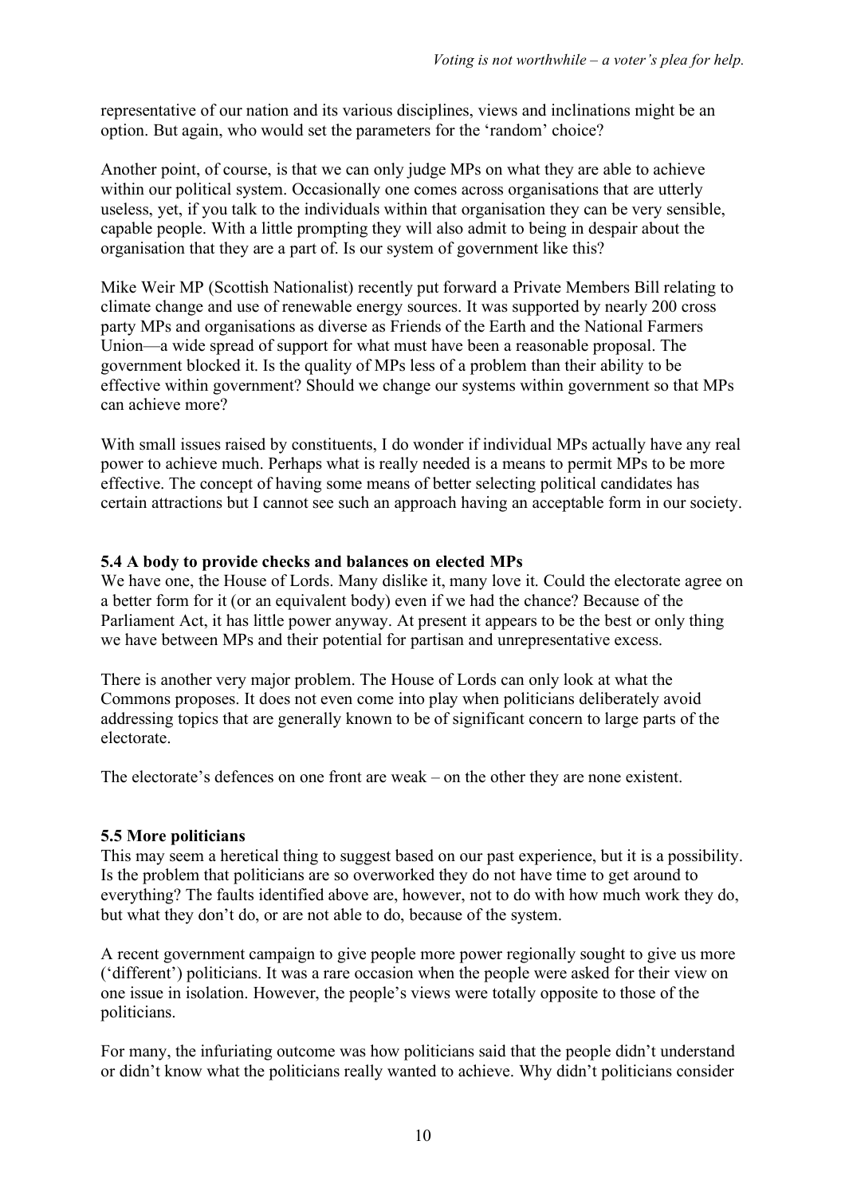representative of our nation and its various disciplines, views and inclinations might be an option. But again, who would set the parameters for the 'random' choice?

Another point, of course, is that we can only judge MPs on what they are able to achieve within our political system. Occasionally one comes across organisations that are utterly useless, yet, if you talk to the individuals within that organisation they can be very sensible, capable people. With a little prompting they will also admit to being in despair about the organisation that they are a part of. Is our system of government like this?

Mike Weir MP (Scottish Nationalist) recently put forward a Private Members Bill relating to climate change and use of renewable energy sources. It was supported by nearly 200 cross party MPs and organisations as diverse as Friends of the Earth and the National Farmers Union—a wide spread of support for what must have been a reasonable proposal. The government blocked it. Is the quality of MPs less of a problem than their ability to be effective within government? Should we change our systems within government so that MPs can achieve more?

With small issues raised by constituents, I do wonder if individual MPs actually have any real power to achieve much. Perhaps what is really needed is a means to permit MPs to be more effective. The concept of having some means of better selecting political candidates has certain attractions but I cannot see such an approach having an acceptable form in our society.

### 5.4 A body to provide checks and balances on elected MPs

We have one, the House of Lords. Many dislike it, many love it. Could the electorate agree on a better form for it (or an equivalent body) even if we had the chance? Because of the Parliament Act, it has little power anyway. At present it appears to be the best or only thing we have between MPs and their potential for partisan and unrepresentative excess.

There is another very major problem. The House of Lords can only look at what the Commons proposes. It does not even come into play when politicians deliberately avoid addressing topics that are generally known to be of significant concern to large parts of the electorate.

The electorate's defences on one front are weak – on the other they are none existent.

### 5.5 More politicians

This may seem a heretical thing to suggest based on our past experience, but it is a possibility. Is the problem that politicians are so overworked they do not have time to get around to everything? The faults identified above are, however, not to do with how much work they do, but what they don't do, or are not able to do, because of the system.

A recent government campaign to give people more power regionally sought to give us more ('different') politicians. It was a rare occasion when the people were asked for their view on one issue in isolation. However, the people's views were totally opposite to those of the politicians.

For many, the infuriating outcome was how politicians said that the people didn't understand or didn't know what the politicians really wanted to achieve. Why didn't politicians consider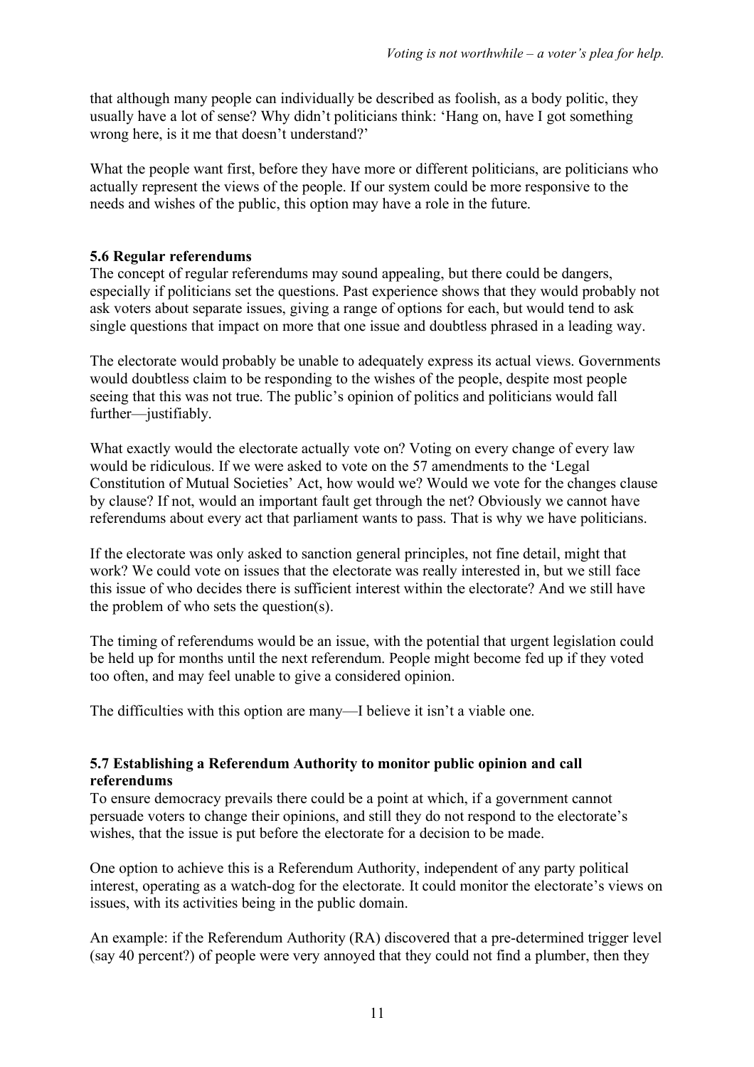that although many people can individually be described as foolish, as a body politic, they usually have a lot of sense? Why didn't politicians think: 'Hang on, have I got something wrong here, is it me that doesn't understand?'

What the people want first, before they have more or different politicians, are politicians who actually represent the views of the people. If our system could be more responsive to the needs and wishes of the public, this option may have a role in the future.

### 5.6 Regular referendums

The concept of regular referendums may sound appealing, but there could be dangers, especially if politicians set the questions. Past experience shows that they would probably not ask voters about separate issues, giving a range of options for each, but would tend to ask single questions that impact on more that one issue and doubtless phrased in a leading way.

The electorate would probably be unable to adequately express its actual views. Governments would doubtless claim to be responding to the wishes of the people, despite most people seeing that this was not true. The public's opinion of politics and politicians would fall further—justifiably.

What exactly would the electorate actually vote on? Voting on every change of every law would be ridiculous. If we were asked to vote on the 57 amendments to the 'Legal Constitution of Mutual Societies' Act, how would we? Would we vote for the changes clause by clause? If not, would an important fault get through the net? Obviously we cannot have referendums about every act that parliament wants to pass. That is why we have politicians.

If the electorate was only asked to sanction general principles, not fine detail, might that work? We could vote on issues that the electorate was really interested in, but we still face this issue of who decides there is sufficient interest within the electorate? And we still have the problem of who sets the question(s).

The timing of referendums would be an issue, with the potential that urgent legislation could be held up for months until the next referendum. People might become fed up if they voted too often, and may feel unable to give a considered opinion.

The difficulties with this option are many—I believe it isn't a viable one.

### 5.7 Establishing a Referendum Authority to monitor public opinion and call referendums

To ensure democracy prevails there could be a point at which, if a government cannot persuade voters to change their opinions, and still they do not respond to the electorate's wishes, that the issue is put before the electorate for a decision to be made.

One option to achieve this is a Referendum Authority, independent of any party political interest, operating as a watch-dog for the electorate. It could monitor the electorate's views on issues, with its activities being in the public domain.

An example: if the Referendum Authority (RA) discovered that a pre-determined trigger level (say 40 percent?) of people were very annoyed that they could not find a plumber, then they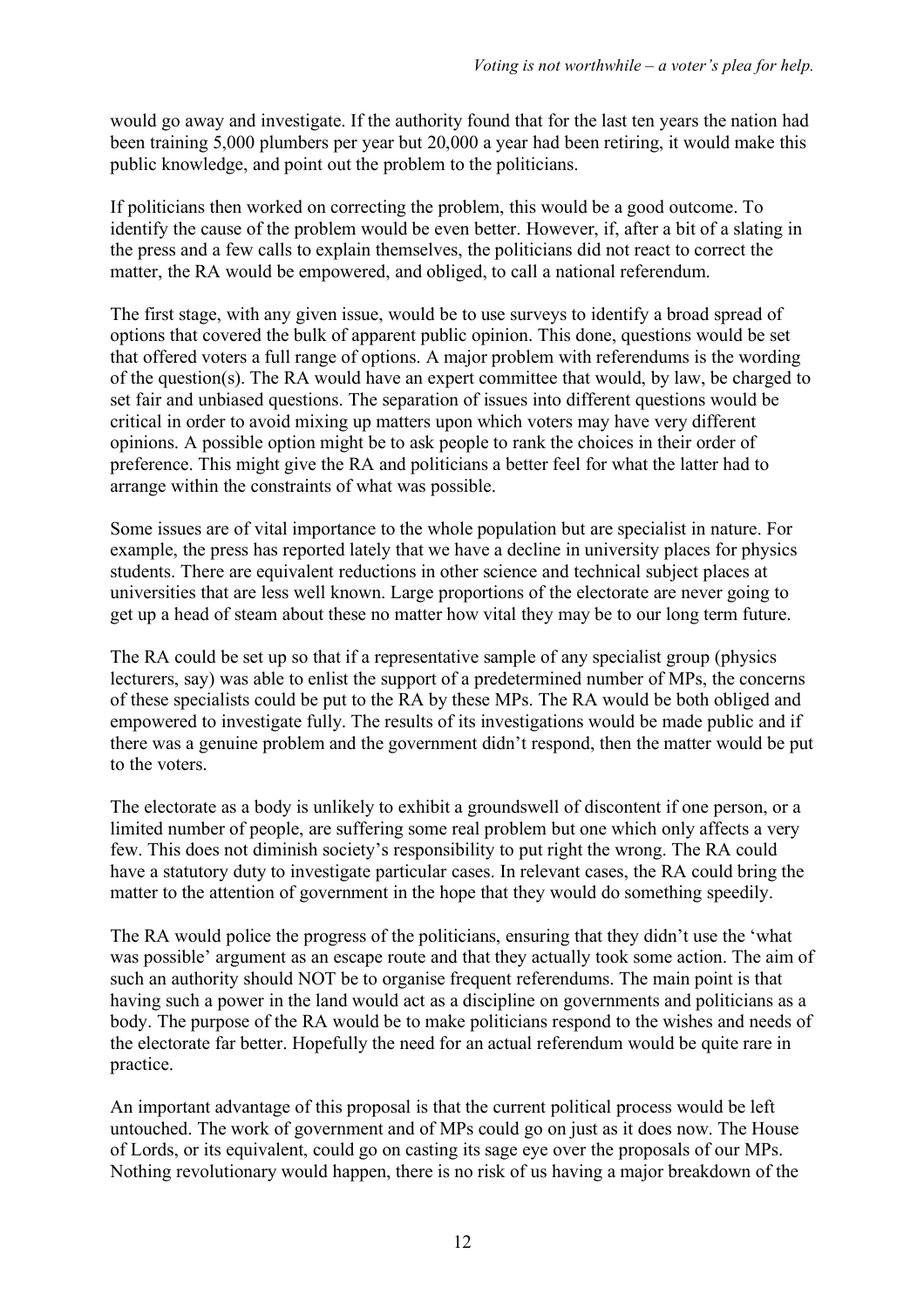would go away and investigate. If the authority found that for the last ten years the nation had been training 5,000 plumbers per year but 20,000 a year had been retiring, it would make this public knowledge, and point out the problem to the politicians.

If politicians then worked on correcting the problem, this would be a good outcome. To identify the cause of the problem would be even better. However, if, after a bit of a slating in the press and a few calls to explain themselves, the politicians did not react to correct the matter, the RA would be empowered, and obliged, to call a national referendum.

The first stage, with any given issue, would be to use surveys to identify a broad spread of options that covered the bulk of apparent public opinion. This done, questions would be set that offered voters a full range of options. A major problem with referendums is the wording of the question(s). The RA would have an expert committee that would, by law, be charged to set fair and unbiased questions. The separation of issues into different questions would be critical in order to avoid mixing up matters upon which voters may have very different opinions. A possible option might be to ask people to rank the choices in their order of preference. This might give the RA and politicians a better feel for what the latter had to arrange within the constraints of what was possible.

Some issues are of vital importance to the whole population but are specialist in nature. For example, the press has reported lately that we have a decline in university places for physics students. There are equivalent reductions in other science and technical subject places at universities that are less well known. Large proportions of the electorate are never going to get up a head of steam about these no matter how vital they may be to our long term future.

The RA could be set up so that if a representative sample of any specialist group (physics lecturers, say) was able to enlist the support of a predetermined number of MPs, the concerns of these specialists could be put to the RA by these MPs. The RA would be both obliged and empowered to investigate fully. The results of its investigations would be made public and if there was a genuine problem and the government didn't respond, then the matter would be put to the voters.

The electorate as a body is unlikely to exhibit a groundswell of discontent if one person, or a limited number of people, are suffering some real problem but one which only affects a very few. This does not diminish society's responsibility to put right the wrong. The RA could have a statutory duty to investigate particular cases. In relevant cases, the RA could bring the matter to the attention of government in the hope that they would do something speedily.

The RA would police the progress of the politicians, ensuring that they didn't use the 'what was possible' argument as an escape route and that they actually took some action. The aim of such an authority should NOT be to organise frequent referendums. The main point is that having such a power in the land would act as a discipline on governments and politicians as a body. The purpose of the RA would be to make politicians respond to the wishes and needs of the electorate far better. Hopefully the need for an actual referendum would be quite rare in practice.

An important advantage of this proposal is that the current political process would be left untouched. The work of government and of MPs could go on just as it does now. The House of Lords, or its equivalent, could go on casting its sage eye over the proposals of our MPs. Nothing revolutionary would happen, there is no risk of us having a major breakdown of the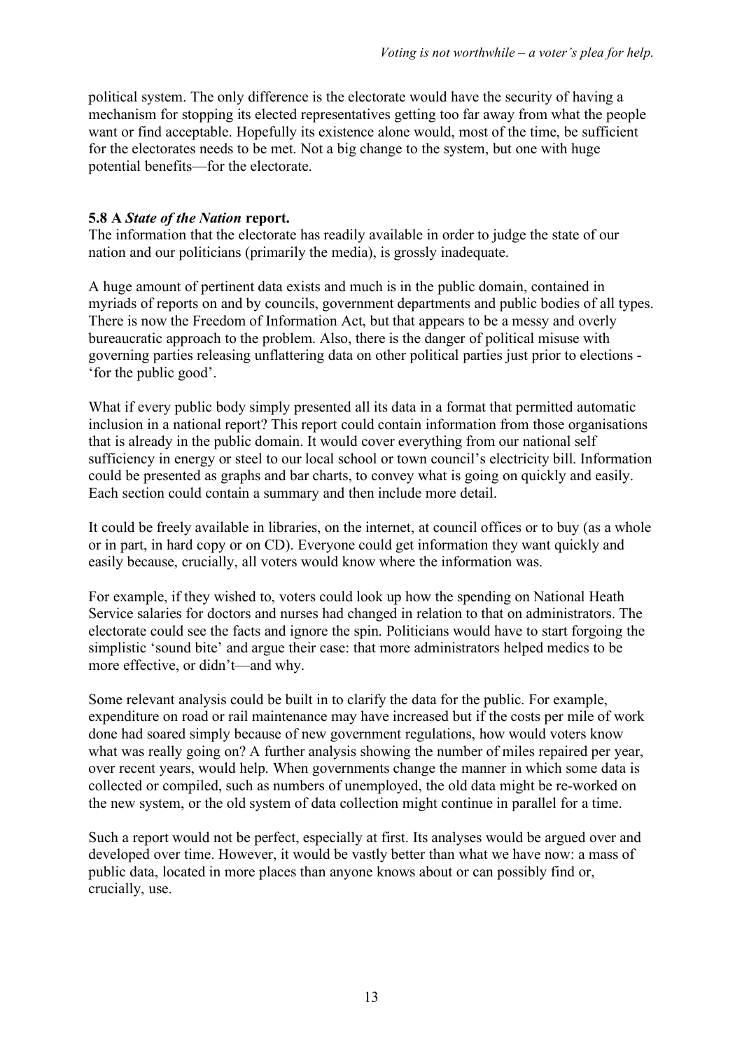political system. The only difference is the electorate would have the security of having a mechanism for stopping its elected representatives getting too far away from what the people want or find acceptable. Hopefully its existence alone would, most of the time, be sufficient for the electorates needs to be met. Not a big change to the system, but one with huge potential benefits—for the electorate.

**5.8 A *State of the Nation* report.**

The information that the electorate has readily available in order to judge the state of our nation and our politicians (primarily the media), is grossly inadequate.

A huge amount of pertinent data exists and much is in the public domain, contained in myriads of reports on and by councils, government departments and public bodies of all types. There is now the Freedom of Information Act, but that appears to be a messy and overly bureaucratic approach to the problem. Also, there is the danger of political misuse with governing parties releasing unflattering data on other political parties just prior to elections - 'for the public good'.

What if every public body simply presented all its data in a format that permitted automatic inclusion in a national report? This report could contain information from those organisations that is already in the public domain. It would cover everything from our national self sufficiency in energy or steel to our local school or town council's electricity bill. Information could be presented as graphs and bar charts, to convey what is going on quickly and easily. Each section could contain a summary and then include more detail.

It could be freely available in libraries, on the internet, at council offices or to buy (as a whole or in part, in hard copy or on CD). Everyone could get information they want quickly and easily because, crucially, all voters would know where the information was.

For example, if they wished to, voters could look up how the spending on National Heath Service salaries for doctors and nurses had changed in relation to that on administrators. The electorate could see the facts and ignore the spin. Politicians would have to start forgoing the simplistic 'sound bite' and argue their case: that more administrators helped medics to be more effective, or didn't—and why.

Some relevant analysis could be built in to clarify the data for the public. For example, expenditure on road or rail maintenance may have increased but if the costs per mile of work done had soared simply because of new government regulations, how would voters know what was really going on? A further analysis showing the number of miles repaired per year, over recent years, would help. When governments change the manner in which some data is collected or compiled, such as numbers of unemployed, the old data might be re-worked on the new system, or the old system of data collection might continue in parallel for a time.

Such a report would not be perfect, especially at first. Its analyses would be argued over and developed over time. However, it would be vastly better than what we have now: a mass of public data, located in more places than anyone knows about or can possibly find or, crucially, use.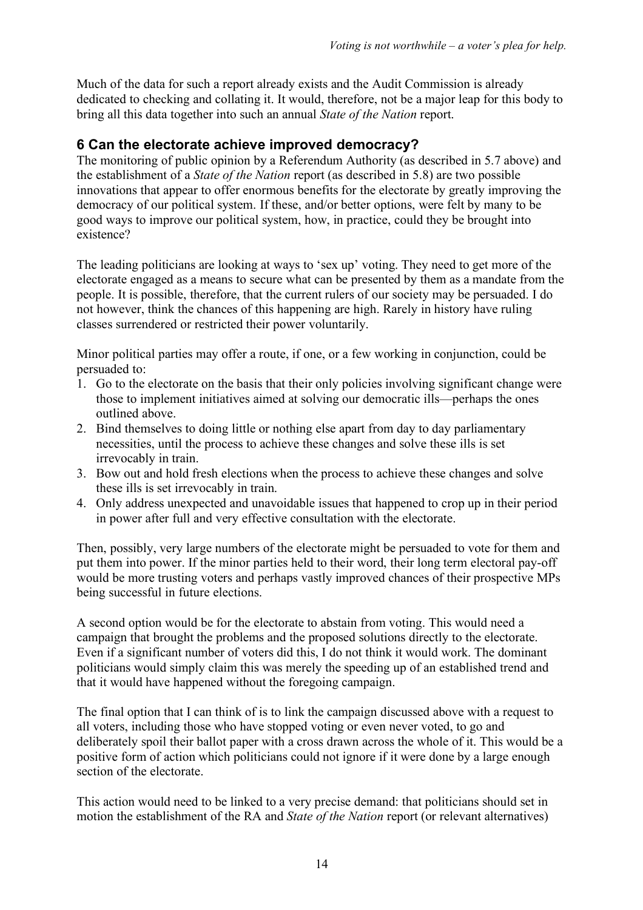Much of the data for such a report already exists and the Audit Commission is already dedicated to checking and collating it. It would, therefore, not be a major leap for this body to bring all this data together into such an annual *State of the Nation* report.

## 6 Can the electorate achieve improved democracy?

The monitoring of public opinion by a Referendum Authority (as described in 5.7 above) and the establishment of a *State of the Nation* report (as described in 5.8) are two possible innovations that appear to offer enormous benefits for the electorate by greatly improving the democracy of our political system. If these, and/or better options, were felt by many to be good ways to improve our political system, how, in practice, could they be brought into existence?

The leading politicians are looking at ways to 'sex up' voting. They need to get more of the electorate engaged as a means to secure what can be presented by them as a mandate from the people. It is possible, therefore, that the current rulers of our society may be persuaded. I do not however, think the chances of this happening are high. Rarely in history have ruling classes surrendered or restricted their power voluntarily.

Minor political parties may offer a route, if one, or a few working in conjunction, could be persuaded to:

1. Go to the electorate on the basis that their only policies involving significant change were those to implement initiatives aimed at solving our democratic ills—perhaps the ones outlined above.
2. Bind themselves to doing little or nothing else apart from day to day parliamentary necessities, until the process to achieve these changes and solve these ills is set irrevocably in train.
3. Bow out and hold fresh elections when the process to achieve these changes and solve these ills is set irrevocably in train.
4. Only address unexpected and unavoidable issues that happened to crop up in their period in power after full and very effective consultation with the electorate.

Then, possibly, very large numbers of the electorate might be persuaded to vote for them and put them into power. If the minor parties held to their word, their long term electoral pay-off would be more trusting voters and perhaps vastly improved chances of their prospective MPs being successful in future elections.

A second option would be for the electorate to abstain from voting. This would need a campaign that brought the problems and the proposed solutions directly to the electorate. Even if a significant number of voters did this, I do not think it would work. The dominant politicians would simply claim this was merely the speeding up of an established trend and that it would have happened without the foregoing campaign.

The final option that I can think of is to link the campaign discussed above with a request to all voters, including those who have stopped voting or even never voted, to go and deliberately spoil their ballot paper with a cross drawn across the whole of it. This would be a positive form of action which politicians could not ignore if it were done by a large enough section of the electorate.

This action would need to be linked to a very precise demand: that politicians should set in motion the establishment of the RA and *State of the Nation* report (or relevant alternatives)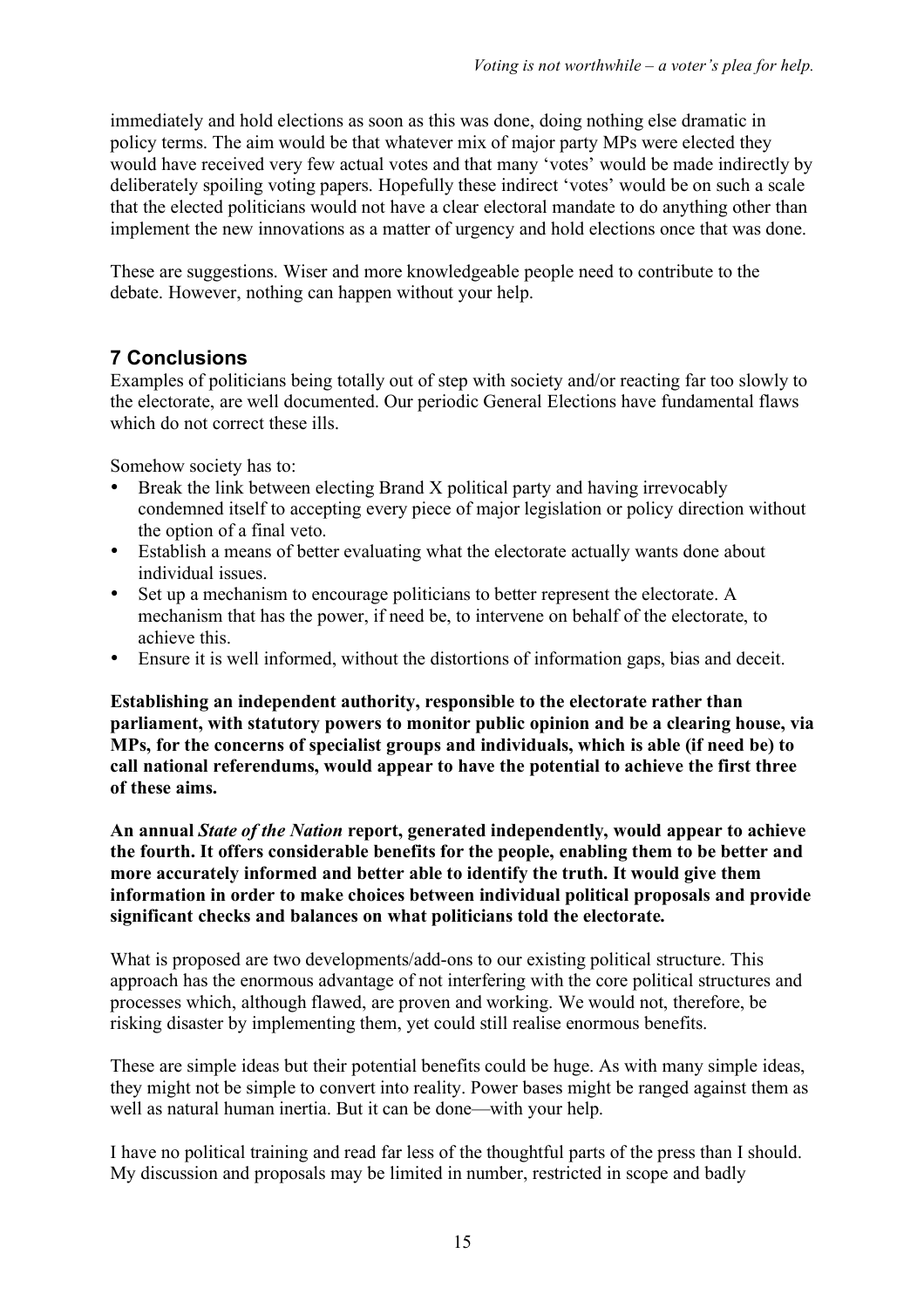immediately and hold elections as soon as this was done, doing nothing else dramatic in policy terms. The aim would be that whatever mix of major party MPs were elected they would have received very few actual votes and that many 'votes' would be made indirectly by deliberately spoiling voting papers. Hopefully these indirect 'votes' would be on such a scale that the elected politicians would not have a clear electoral mandate to do anything other than implement the new innovations as a matter of urgency and hold elections once that was done.

These are suggestions. Wiser and more knowledgeable people need to contribute to the debate. However, nothing can happen without your help.

## 7 Conclusions

Examples of politicians being totally out of step with society and/or reacting far too slowly to the electorate, are well documented. Our periodic General Elections have fundamental flaws which do not correct these ills.

Somehow society has to:

- Break the link between electing Brand X political party and having irrevocably condemned itself to accepting every piece of major legislation or policy direction without the option of a final veto.
- Establish a means of better evaluating what the electorate actually wants done about individual issues.
- Set up a mechanism to encourage politicians to better represent the electorate. A mechanism that has the power, if need be, to intervene on behalf of the electorate, to achieve this.
- Ensure it is well informed, without the distortions of information gaps, bias and deceit.

**Establishing an independent authority, responsible to the electorate rather than parliament, with statutory powers to monitor public opinion and be a clearing house, via MPs, for the concerns of specialist groups and individuals, which is able (if need be) to call national referendums, would appear to have the potential to achieve the first three of these aims.**

**An annual *State of the Nation* report, generated independently, would appear to achieve the fourth. It offers considerable benefits for the people, enabling them to be better and more accurately informed and better able to identify the truth. It would give them information in order to make choices between individual political proposals and provide significant checks and balances on what politicians told the electorate.**

What is proposed are two developments/add-ons to our existing political structure. This approach has the enormous advantage of not interfering with the core political structures and processes which, although flawed, are proven and working. We would not, therefore, be risking disaster by implementing them, yet could still realise enormous benefits.

These are simple ideas but their potential benefits could be huge. As with many simple ideas, they might not be simple to convert into reality. Power bases might be ranged against them as well as natural human inertia. But it can be done—with your help.

I have no political training and read far less of the thoughtful parts of the press than I should. My discussion and proposals may be limited in number, restricted in scope and badly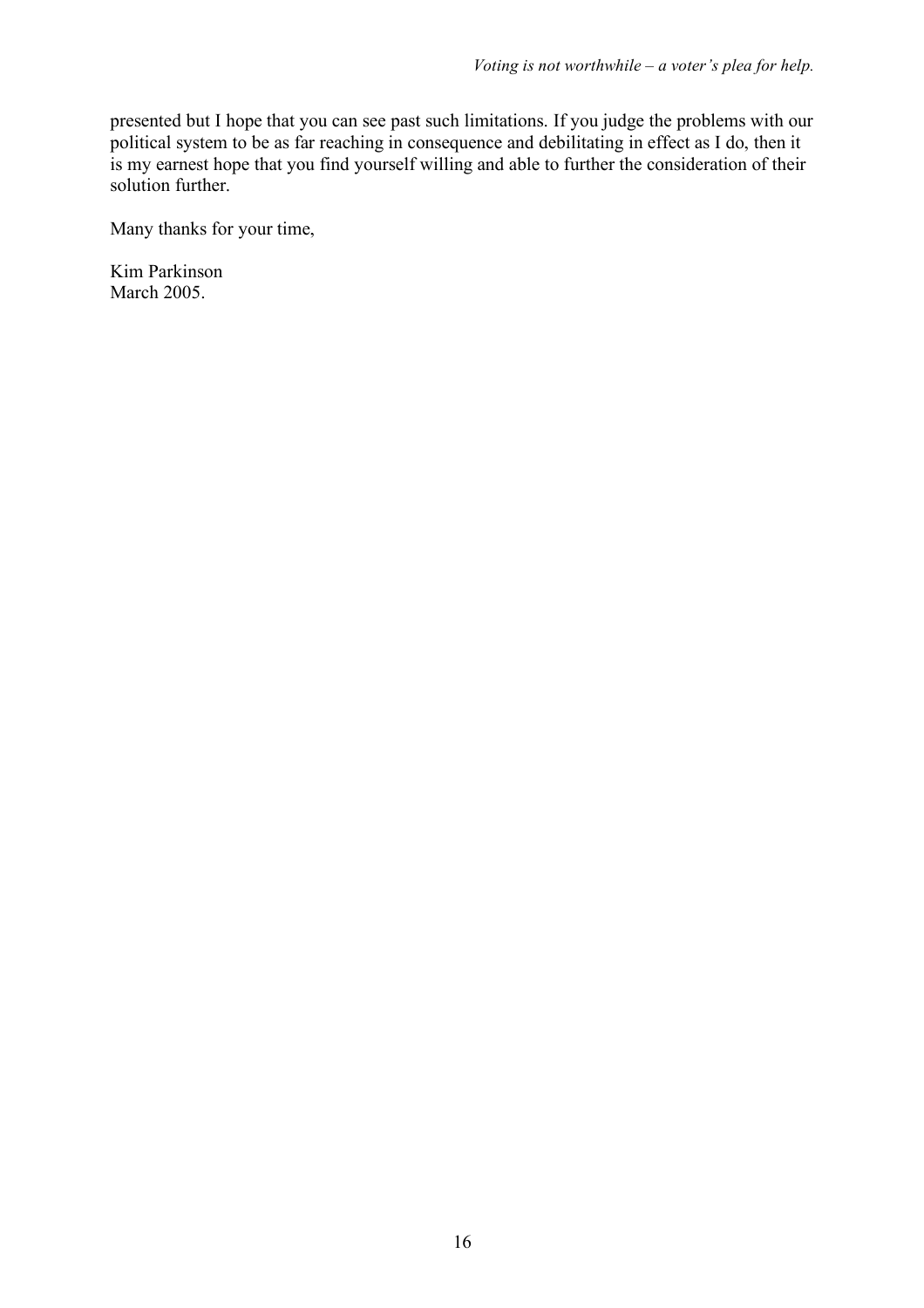presented but I hope that you can see past such limitations. If you judge the problems with our political system to be as far reaching in consequence and debilitating in effect as I do, then it is my earnest hope that you find yourself willing and able to further the consideration of their solution further.

Many thanks for your time,

Kim Parkinson
March 2005.